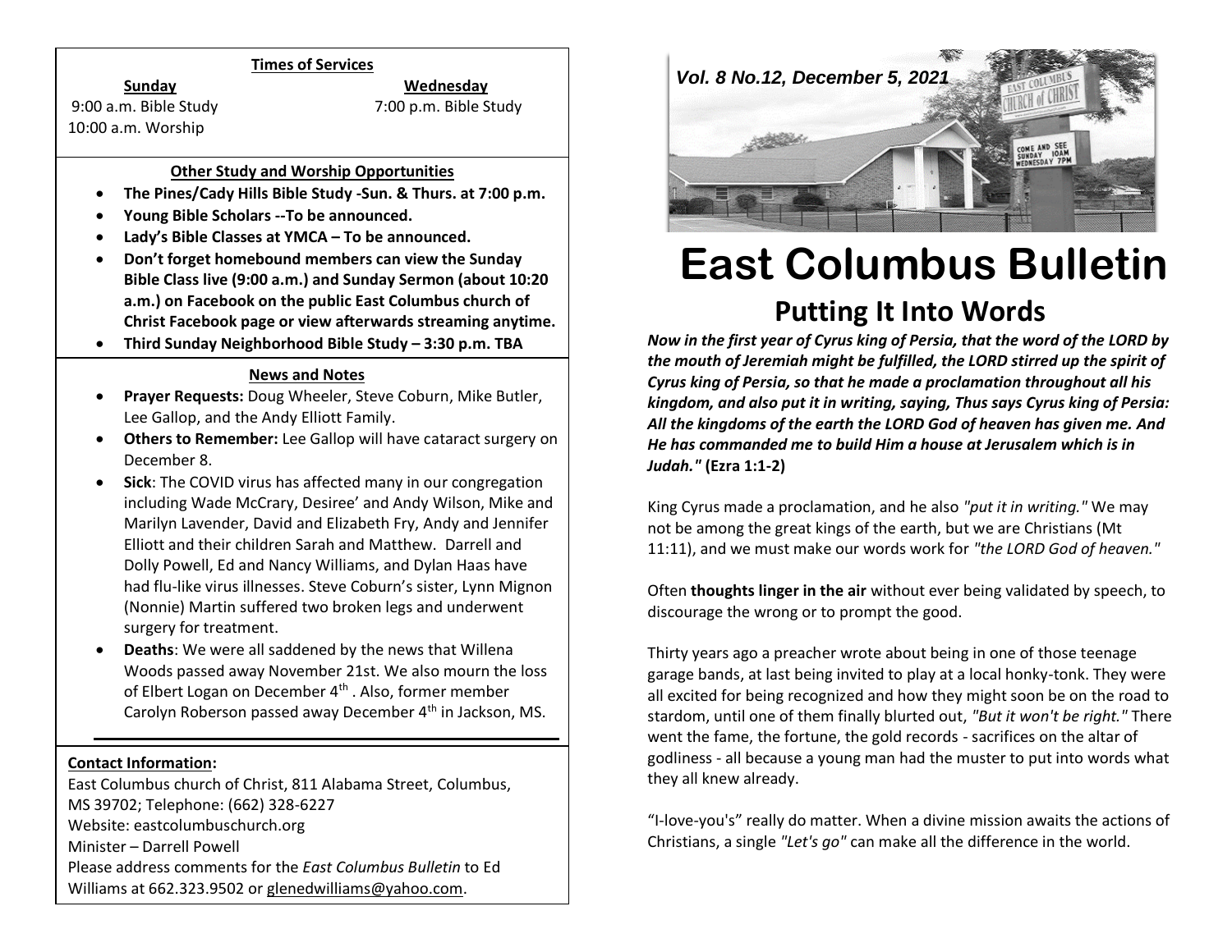## Times of Services

**Sunday**
9:00 a.m. Bible Study
10:00 a.m. Worship

**Wednesday**
7:00 p.m. Bible Study

## Other Study and Worship Opportunities

- **The Pines/Cady Hills Bible Study -Sun. & Thurs. at 7:00 p.m.**
- **Young Bible Scholars --To be announced.**
- **Lady's Bible Classes at YMCA – To be announced.**
- **Don't forget homebound members can view the Sunday Bible Class live (9:00 a.m.) and Sunday Sermon (about 10:20 a.m.) on Facebook on the public East Columbus church of Christ Facebook page or view afterwards streaming anytime.**
- **Third Sunday Neighborhood Bible Study – 3:30 p.m. TBA**

## News and Notes

- **Prayer Requests:** Doug Wheeler, Steve Coburn, Mike Butler, Lee Gallop, and the Andy Elliott Family.
- **Others to Remember:** Lee Gallop will have cataract surgery on December 8.
- **Sick**: The COVID virus has affected many in our congregation including Wade McCrary, Desiree' and Andy Wilson, Mike and Marilyn Lavender, David and Elizabeth Fry, Andy and Jennifer Elliott and their children Sarah and Matthew. Darrell and Dolly Powell, Ed and Nancy Williams, and Dylan Haas have had flu-like virus illnesses. Steve Coburn's sister, Lynn Mignon (Nonnie) Martin suffered two broken legs and underwent surgery for treatment.
- **Deaths**: We were all saddened by the news that Willena Woods passed away November 21st. We also mourn the loss of Elbert Logan on December 4th . Also, former member Carolyn Roberson passed away December 4th in Jackson, MS.

**Contact Information:**

East Columbus church of Christ, 811 Alabama Street, Columbus, MS 39702; Telephone: (662) 328-6227
Website: eastcolumbuschurch.org
Minister – Darrell Powell
Please address comments for the *East Columbus Bulletin* to Ed Williams at 662.323.9502 or glenedwilliams@yahoo.com.

*Vol. 8 No.12, December 5, 2021*

# East Columbus Bulletin

## Putting It Into Words

***Now in the first year of Cyrus king of Persia, that the word of the LORD by the mouth of Jeremiah might be fulfilled, the LORD stirred up the spirit of Cyrus king of Persia, so that he made a proclamation throughout all his kingdom, and also put it in writing, saying, Thus says Cyrus king of Persia: All the kingdoms of the earth the LORD God of heaven has given me. And He has commanded me to build Him a house at Jerusalem which is in Judah."*** **(Ezra 1:1-2)**

King Cyrus made a proclamation, and he also *"put it in writing."* We may not be among the great kings of the earth, but we are Christians (Mt 11:11), and we must make our words work for *"the LORD God of heaven."*

Often **thoughts linger in the air** without ever being validated by speech, to discourage the wrong or to prompt the good.

Thirty years ago a preacher wrote about being in one of those teenage garage bands, at last being invited to play at a local honky-tonk. They were all excited for being recognized and how they might soon be on the road to stardom, until one of them finally blurted out, *"But it won't be right."* There went the fame, the fortune, the gold records - sacrifices on the altar of godliness - all because a young man had the muster to put into words what they all knew already.

"I-love-you's" really do matter. When a divine mission awaits the actions of Christians, a single *"Let's go"* can make all the difference in the world.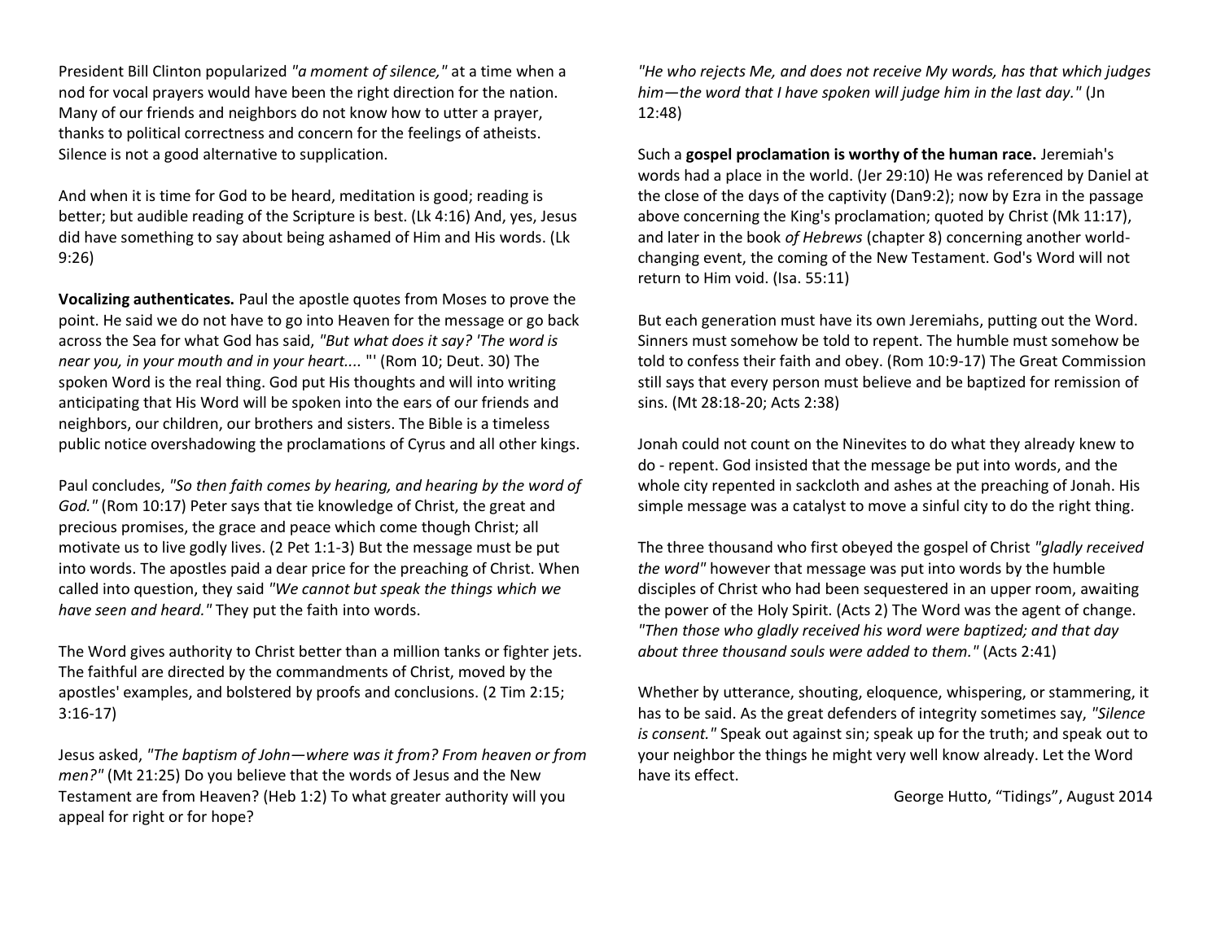President Bill Clinton popularized *"a moment of silence,"* at a time when a nod for vocal prayers would have been the right direction for the nation. Many of our friends and neighbors do not know how to utter a prayer, thanks to political correctness and concern for the feelings of atheists. Silence is not a good alternative to supplication.

And when it is time for God to be heard, meditation is good; reading is better; but audible reading of the Scripture is best. (Lk 4:16) And, yes, Jesus did have something to say about being ashamed of Him and His words. (Lk 9:26)

**Vocalizing authenticates.** Paul the apostle quotes from Moses to prove the point. He said we do not have to go into Heaven for the message or go back across the Sea for what God has said, *"But what does it say? 'The word is near you, in your mouth and in your heart....* "' (Rom 10; Deut. 30) The spoken Word is the real thing. God put His thoughts and will into writing anticipating that His Word will be spoken into the ears of our friends and neighbors, our children, our brothers and sisters. The Bible is a timeless public notice overshadowing the proclamations of Cyrus and all other kings.

Paul concludes, *"So then faith comes by hearing, and hearing by the word of God."* (Rom 10:17) Peter says that tie knowledge of Christ, the great and precious promises, the grace and peace which come though Christ; all motivate us to live godly lives. (2 Pet 1:1-3) But the message must be put into words. The apostles paid a dear price for the preaching of Christ. When called into question, they said *"We cannot but speak the things which we have seen and heard."* They put the faith into words.

The Word gives authority to Christ better than a million tanks or fighter jets. The faithful are directed by the commandments of Christ, moved by the apostles' examples, and bolstered by proofs and conclusions. (2 Tim 2:15; 3:16-17)

Jesus asked, *"The baptism of John—where was it from? From heaven or from men?"* (Mt 21:25) Do you believe that the words of Jesus and the New Testament are from Heaven? (Heb 1:2) To what greater authority will you appeal for right or for hope?

*"He who rejects Me, and does not receive My words, has that which judges him—the word that I have spoken will judge him in the last day."* (Jn 12:48)

Such a **gospel proclamation is worthy of the human race.** Jeremiah's words had a place in the world. (Jer 29:10) He was referenced by Daniel at the close of the days of the captivity (Dan9:2); now by Ezra in the passage above concerning the King's proclamation; quoted by Christ (Mk 11:17), and later in the book *of Hebrews* (chapter 8) concerning another world-changing event, the coming of the New Testament. God's Word will not return to Him void. (Isa. 55:11)

But each generation must have its own Jeremiahs, putting out the Word. Sinners must somehow be told to repent. The humble must somehow be told to confess their faith and obey. (Rom 10:9-17) The Great Commission still says that every person must believe and be baptized for remission of sins. (Mt 28:18-20; Acts 2:38)

Jonah could not count on the Ninevites to do what they already knew to do - repent. God insisted that the message be put into words, and the whole city repented in sackcloth and ashes at the preaching of Jonah. His simple message was a catalyst to move a sinful city to do the right thing.

The three thousand who first obeyed the gospel of Christ *"gladly received the word"* however that message was put into words by the humble disciples of Christ who had been sequestered in an upper room, awaiting the power of the Holy Spirit. (Acts 2) The Word was the agent of change. *"Then those who gladly received his word were baptized; and that day about three thousand souls were added to them."* (Acts 2:41)

Whether by utterance, shouting, eloquence, whispering, or stammering, it has to be said. As the great defenders of integrity sometimes say, *"Silence is consent."* Speak out against sin; speak up for the truth; and speak out to your neighbor the things he might very well know already. Let the Word have its effect.

George Hutto, “Tidings”, August 2014